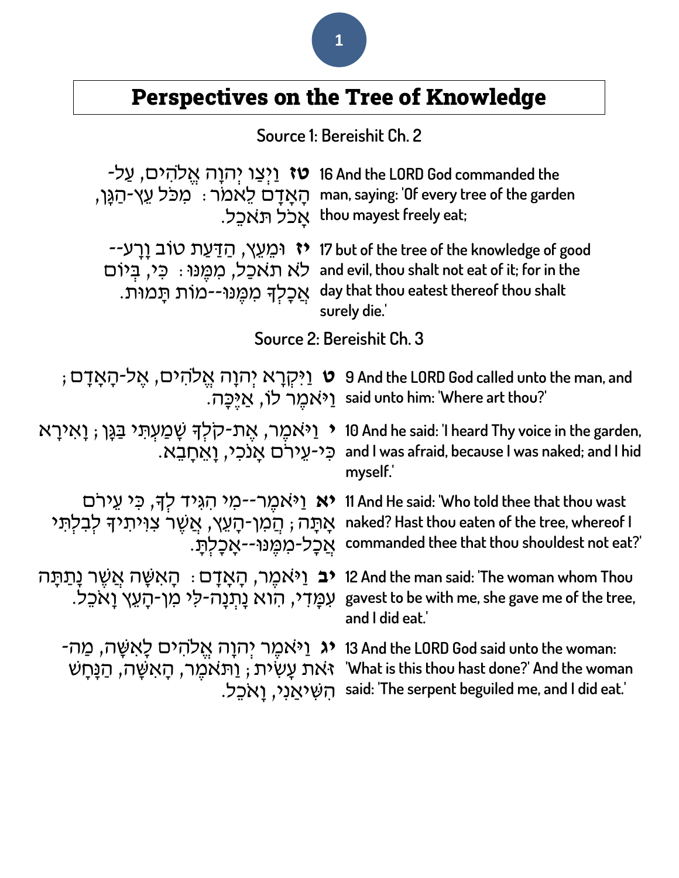# Perspectives on the Tree of Knowledge

## Source 1: Bereishit Ch. 2

| | |
|---|---|
| 16 And the LORD God commanded the man, saying: 'Of every tree of the garden thou mayest freely eat; | **טז** וַיְצַו יְהוָה אֱלֹהִים, עַל-הָאָדָם לֵאמֹר: מִכֹּל עֵץ-הַגָּן, אָכֹל תֹּאכֵל. |
| 17 but of the tree of the knowledge of good and evil, thou shalt not eat of it; for in the day that thou eatest thereof thou shalt surely die.' | **יז** וּמֵעֵץ, הַדַּעַת טוֹב וָרָע--לֹא תֹאכַל, מִמֶּנּוּ: כִּי, בְּיוֹם אֲכָלְךָ מִמֶּנּוּ--מוֹת תָּמוּת. |

## Source 2: Bereishit Ch. 3

| | |
|---|---|
| 9 And the LORD God called unto the man, and said unto him: 'Where art thou?' | **ט** וַיִּקְרָא יְהוָה אֱלֹהִים, אֶל-הָאָדָם; וַיֹּאמֶר לוֹ, אַיֶּכָּה. |
| 10 And he said: 'I heard Thy voice in the garden, and I was afraid, because I was naked; and I hid myself.' | **י** וַיֹּאמֶר, אֶת-קֹלְךָ שָׁמַעְתִּי בַּגָּן; וָאִירָא כִּי-עֵירֹם אָנֹכִי, וָאֵחָבֵא. |
| 11 And He said: 'Who told thee that thou wast naked? Hast thou eaten of the tree, whereof I commanded thee that thou shouldest not eat?' | **יא** וַיֹּאמֶר--מִי הִגִּיד לְךָ, כִּי עֵירֹם אָתָּה; הֲמִן-הָעֵץ, אֲשֶׁר צִוִּיתִיךָ לְבִלְתִּי אֲכָל-מִמֶּנּוּ--אָכָלְתָּ. |
| 12 And the man said: 'The woman whom Thou gavest to be with me, she gave me of the tree, and I did eat.' | **יב** וַיֹּאמֶר, הָאָדָם: הָאִשָּׁה אֲשֶׁר נָתַתָּה עִמָּדִי, הִוא נָתְנָה-לִּי מִן-הָעֵץ וָאֹכֵל. |
| 13 And the LORD God said unto the woman: 'What is this thou hast done?' And the woman said: 'The serpent beguiled me, and I did eat.' | **יג** וַיֹּאמֶר יְהוָה אֱלֹהִים לָאִשָּׁה, מַה-זֹּאת עָשִׂית; וַתֹּאמֶר, הָאִשָּׁה, הַנָּחָשׁ הִשִּׁיאַנִי, וָאֹכֵל. |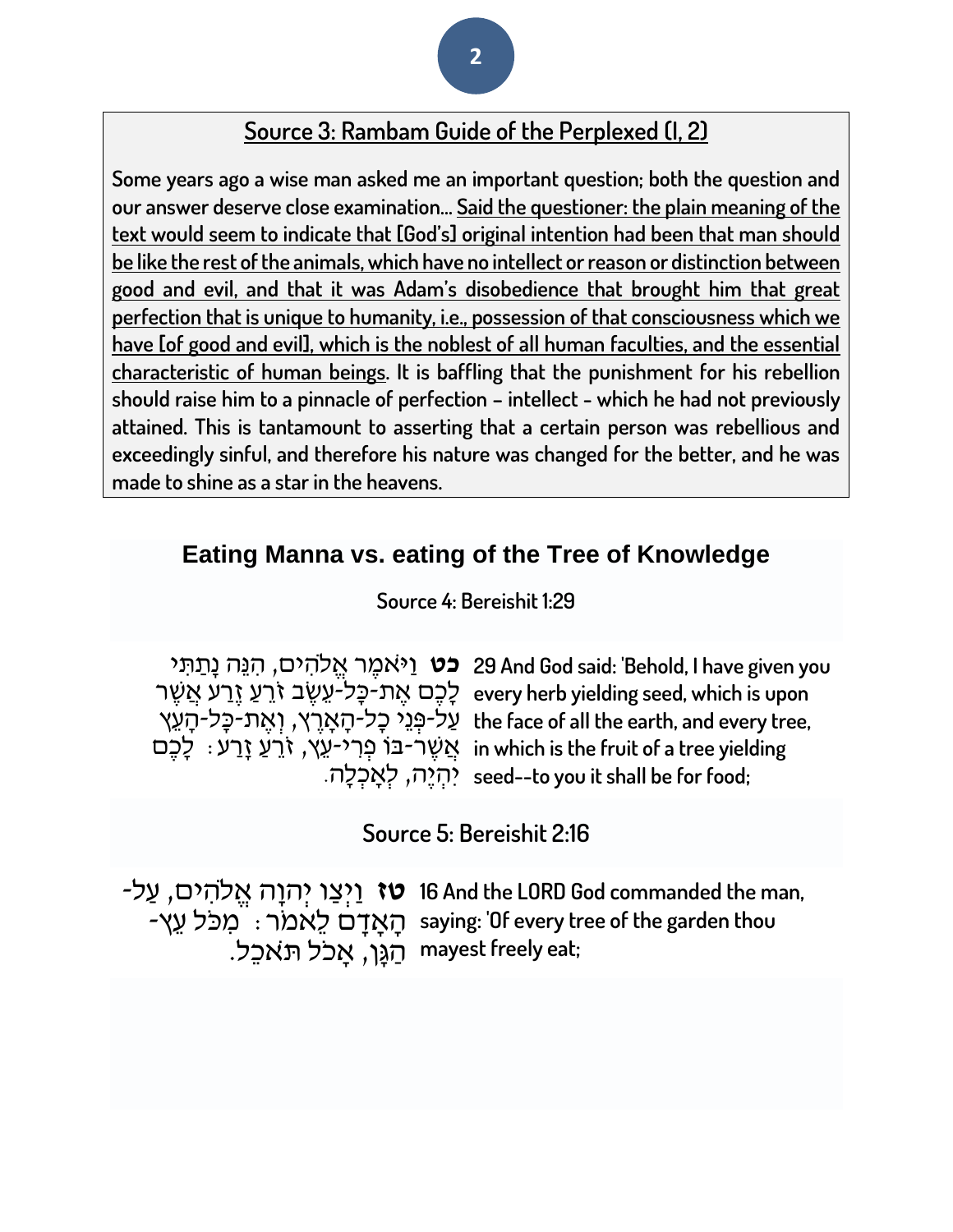## Source 3: Rambam Guide of the Perplexed (I, 2)

**Some years ago a wise man asked me an important question; both the question and our answer deserve close examination… <u>Said the questioner: the plain meaning of the text would seem to indicate that [God's] original intention had been that man should be like the rest of the animals, which have no intellect or reason or distinction between good and evil, and that it was Adam's disobedience that brought him that great perfection that is unique to humanity, i.e., possession of that consciousness which we have [of good and evil], which is the noblest of all human faculties, and the essential characteristic of human beings</u>. It is baffling that the punishment for his rebellion should raise him to a pinnacle of perfection – intellect - which he had not previously attained. This is tantamount to asserting that a certain person was rebellious and exceedingly sinful, and therefore his nature was changed for the better, and he was made to shine as a star in the heavens.**

## Eating Manna vs. eating of the Tree of Knowledge

### Source 4: Bereishit 1:29

| | |
|---|---|
| **כט** וַיֹּאמֶר אֱלֹהִים, הִנֵּה נָתַתִּי לָכֶם אֶת-כָּל-עֵשֶׂב זֹרֵעַ זֶרַע אֲשֶׁר עַל-פְּנֵי כָל-הָאָרֶץ, וְאֶת-כָּל-הָעֵץ אֲשֶׁר-בּוֹ פְרִי-עֵץ, זֹרֵעַ זָרַע: לָכֶם יִהְיֶה, לְאָכְלָה. | 29 And God said: 'Behold, I have given you every herb yielding seed, which is upon the face of all the earth, and every tree, in which is the fruit of a tree yielding seed--to you it shall be for food; |

### Source 5: Bereishit 2:16

| | |
|---|---|
| **טז** וַיְצַו יְהוָה אֱלֹהִים, עַל-הָאָדָם לֵאמֹר: מִכֹּל עֵץ-הַגָּן, אָכֹל תֹּאכֵל. | 16 And the LORD God commanded the man, saying: 'Of every tree of the garden thou mayest freely eat; |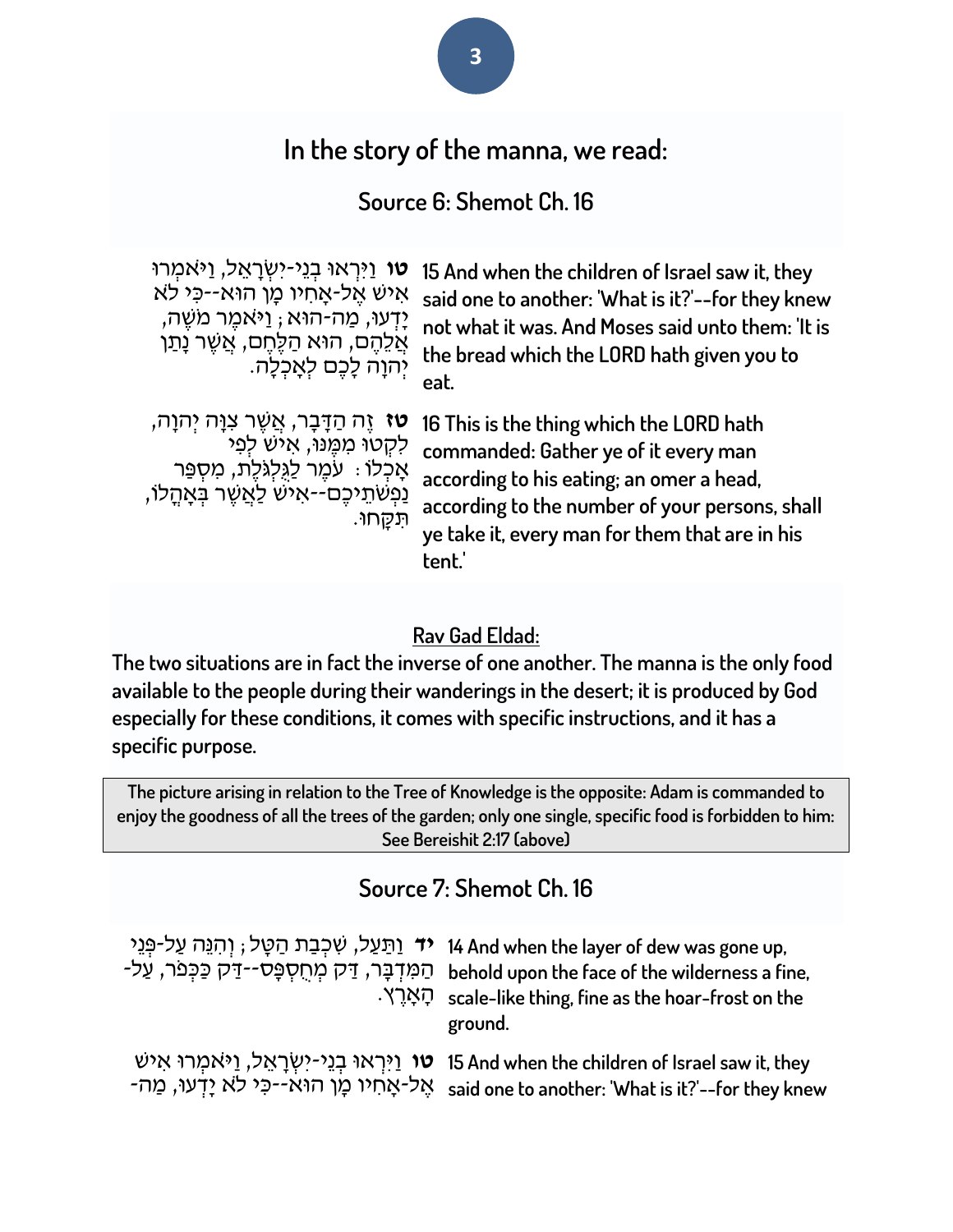## In the story of the manna, we read:

### Source 6: Shemot Ch. 16

| | |
|---|---|
| **טו** וַיִּרְאוּ בְנֵי-יִשְׂרָאֵל, וַיֹּאמְרוּ אִישׁ אֶל-אָחִיו מָן הוּא--כִּי לֹא יָדְעוּ, מַה-הוּא; וַיֹּאמֶר מֹשֶׁה, אֲלֵהֶם, הוּא הַלֶּחֶם, אֲשֶׁר נָתַן יְהוָה לָכֶם לְאָכְלָה. | 15 And when the children of Israel saw it, they said one to another: 'What is it?'--for they knew not what it was. And Moses said unto them: 'It is the bread which the LORD hath given you to eat. |
| **טז** זֶה הַדָּבָר, אֲשֶׁר צִוָּה יְהוָה, לִקְטוּ מִמֶּנּוּ, אִישׁ לְפִי אָכְלוֹ: עֹמֶר לַגֻּלְגֹּלֶת, מִסְפַּר נַפְשֹׁתֵיכֶם--אִישׁ לַאֲשֶׁר בְּאָהֳלוֹ, תִּקָּחוּ. | 16 This is the thing which the LORD hath commanded: Gather ye of it every man according to his eating; an omer a head, according to the number of your persons, shall ye take it, every man for them that are in his tent.' |

**<u>Rav Gad Eldad:</u>**

**The two situations are in fact the inverse of one another. The manna is the only food available to the people during their wanderings in the desert; it is produced by God especially for these conditions, it comes with specific instructions, and it has a specific purpose.**

**The picture arising in relation to the Tree of Knowledge is the opposite: Adam is commanded to enjoy the goodness of all the trees of the garden; only one single, specific food is forbidden to him: See Bereishit 2:17 (above)**

### Source 7: Shemot Ch. 16

| | |
|---|---|
| **יד** וַתַּעַל, שִׁכְבַת הַטָּל; וְהִנֵּה עַל-פְּנֵי הַמִּדְבָּר, דַּק מְחֻסְפָּס--דַּק כַּכְּפֹר, עַל-הָאָרֶץ. | 14 And when the layer of dew was gone up, behold upon the face of the wilderness a fine, scale-like thing, fine as the hoar-frost on the ground. |
| **טו** וַיִּרְאוּ בְנֵי-יִשְׂרָאֵל, וַיֹּאמְרוּ אִישׁ אֶל-אָחִיו מָן הוּא--כִּי לֹא יָדְעוּ, מַה- | 15 And when the children of Israel saw it, they said one to another: 'What is it?'--for they knew |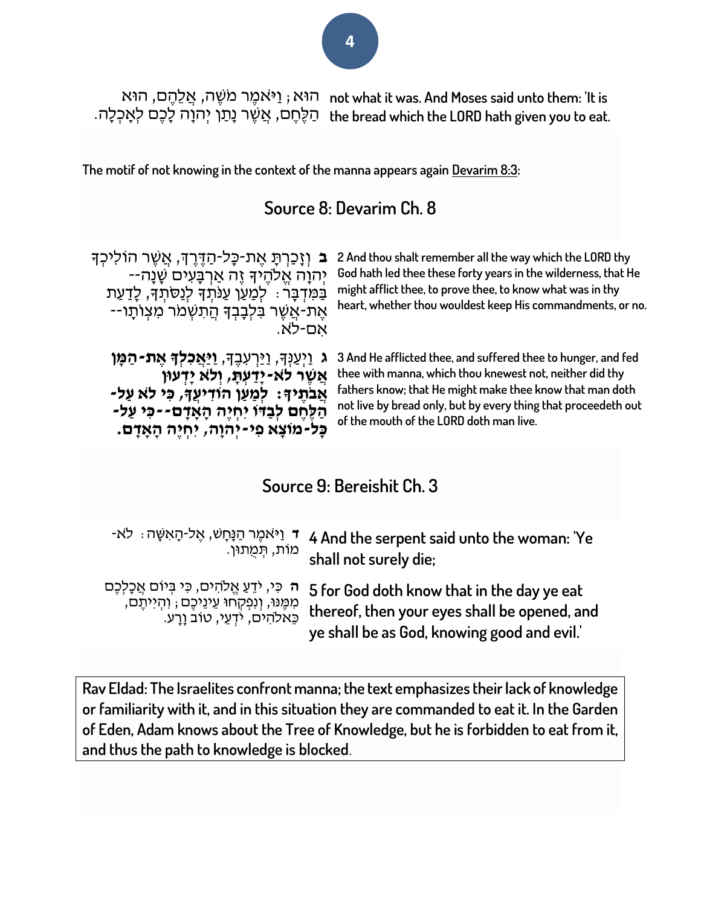הוּא; וַיֹּאמֶר מֹשֶׁה, אֲלֵהֶם, הוּא הַלֶּחֶם, אֲשֶׁר נָתַן יְהוָה לָכֶם לְאָכְלָה.

not what it was. And Moses said unto them: 'It is the bread which the LORD hath given you to eat.

The motif of not knowing in the context of the manna appears again Devarim 8:3:

## Source 8: Devarim Ch. 8

**ב** וְזָכַרְתָּ אֶת-כָּל-הַדֶּרֶךְ, אֲשֶׁר הוֹלִיכְךָ יְהוָה אֱלֹהֶיךָ זֶה אַרְבָּעִים שָׁנָה--בַּמִּדְבָּר: לְמַעַן עַנֹּתְךָ לְנַסֹּתְךָ, לָדַעַת אֶת-אֲשֶׁר בִּלְבָבְךָ הֲתִשְׁמֹר מִצְוֹתָו--אִם-לֹא.

2 And thou shalt remember all the way which the LORD thy God hath led thee these forty years in the wilderness, that He might afflict thee, to prove thee, to know what was in thy heart, whether thou wouldest keep His commandments, or no.

**ג** וַיְעַנְּךָ, וַיַּרְעִבֶךָ, **וַיַּאֲכִלְךָ אֶת-הַמָּן אֲשֶׁר לֹא-יָדַעְתָּ, וְלֹא יָדְעוּן אֲבֹתֶיךָ: לְמַעַן הוֹדִיעֲךָ, כִּי לֹא עַל-הַלֶּחֶם לְבַדּוֹ יִחְיֶה הָאָדָם--כִּי עַל-כָּל-מוֹצָא פִי-יְהוָה, יִחְיֶה הָאָדָם.**

3 And He afflicted thee, and suffered thee to hunger, and fed thee with manna, which thou knewest not, neither did thy fathers know; that He might make thee know that man doth not live by bread only, but by every thing that proceedeth out of the mouth of the LORD doth man live.

## Source 9: Bereishit Ch. 3

**ד** וַיֹּאמֶר הַנָּחָשׁ, אֶל-הָאִשָּׁה: לֹא-מוֹת, תְּמֻתוּן.

4 And the serpent said unto the woman: 'Ye shall not surely die;

**ה** כִּי, יֹדֵעַ אֱלֹהִים, כִּי בְּיוֹם אֲכָלְכֶם מִמֶּנּוּ, וְנִפְקְחוּ עֵינֵיכֶם; וִהְיִיתֶם, כֵּאלֹהִים, יֹדְעֵי, טוֹב וָרָע.

5 for God doth know that in the day ye eat thereof, then your eyes shall be opened, and ye shall be as God, knowing good and evil.'

Rav Eldad: The Israelites confront manna; the text emphasizes their lack of knowledge or familiarity with it, and in this situation they are commanded to eat it. In the Garden of Eden, Adam knows about the Tree of Knowledge, but he is forbidden to eat from it, and thus the path to knowledge is blocked.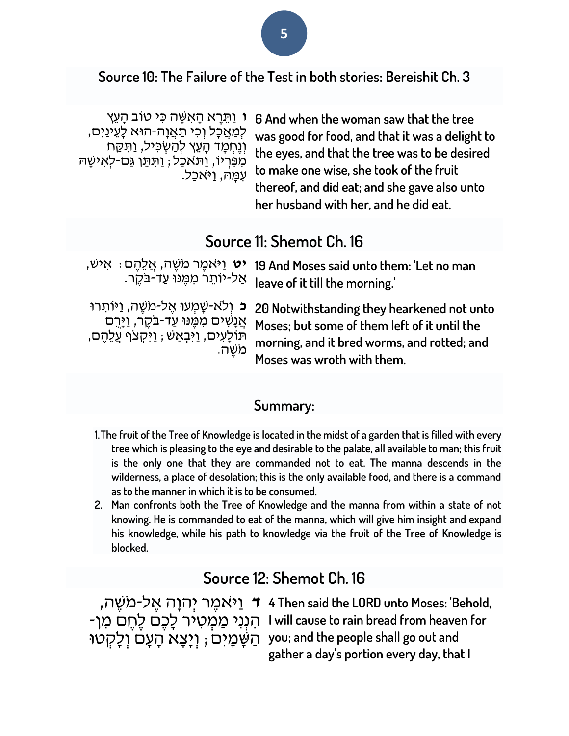## Source 10: The Failure of the Test in both stories: Bereishit Ch. 3

| | |
|---|---|
| **ו** וַתֵּרֶא הָאִשָּׁה כִּי טוֹב הָעֵץ לְמַאֲכָל וְכִי תַאֲוָה-הוּא לָעֵינַיִם, וְנֶחְמָד הָעֵץ לְהַשְׂכִּיל, וַתִּקַּח מִפִּרְיוֹ, וַתֹּאכַל; וַתִּתֵּן גַּם-לְאִישָׁהּ עִמָּהּ, וַיֹּאכַל. | 6 And when the woman saw that the tree was good for food, and that it was a delight to the eyes, and that the tree was to be desired to make one wise, she took of the fruit thereof, and did eat; and she gave also unto her husband with her, and he did eat. |

## Source 11: Shemot Ch. 16

| | |
|---|---|
| **יט** וַיֹּאמֶר מֹשֶׁה, אֲלֵהֶם: אִישׁ, אַל-יוֹתֵר מִמֶּנּוּ עַד-בֹּקֶר. | 19 And Moses said unto them: 'Let no man leave of it till the morning.' |
| **כ** וְלֹא-שָׁמְעוּ אֶל-מֹשֶׁה, וַיּוֹתִרוּ אֲנָשִׁים מִמֶּנּוּ עַד-בֹּקֶר, וַיָּרֻם תּוֹלָעִים, וַיִּבְאַשׁ; וַיִּקְצֹף עֲלֵהֶם, מֹשֶׁה. | 20 Notwithstanding they hearkened not unto Moses; but some of them left of it until the morning, and it bred worms, and rotted; and Moses was wroth with them. |

### Summary:

1. The fruit of the Tree of Knowledge is located in the midst of a garden that is filled with every tree which is pleasing to the eye and desirable to the palate, all available to man; this fruit is the only one that they are commanded not to eat. The manna descends in the wilderness, a place of desolation; this is the only available food, and there is a command as to the manner in which it is to be consumed.
2. Man confronts both the Tree of Knowledge and the manna from within a state of not knowing. He is commanded to eat of the manna, which will give him insight and expand his knowledge, while his path to knowledge via the fruit of the Tree of Knowledge is blocked.

## Source 12: Shemot Ch. 16

| | |
|---|---|
| **ד** וַיֹּאמֶר יְהוָה אֶל-מֹשֶׁה, הִנְנִי מַמְטִיר לָכֶם לֶחֶם מִן-הַשָּׁמָיִם; וְיָצָא הָעָם וְלָקְטוּ | 4 Then said the LORD unto Moses: 'Behold, I will cause to rain bread from heaven for you; and the people shall go out and gather a day's portion every day, that I |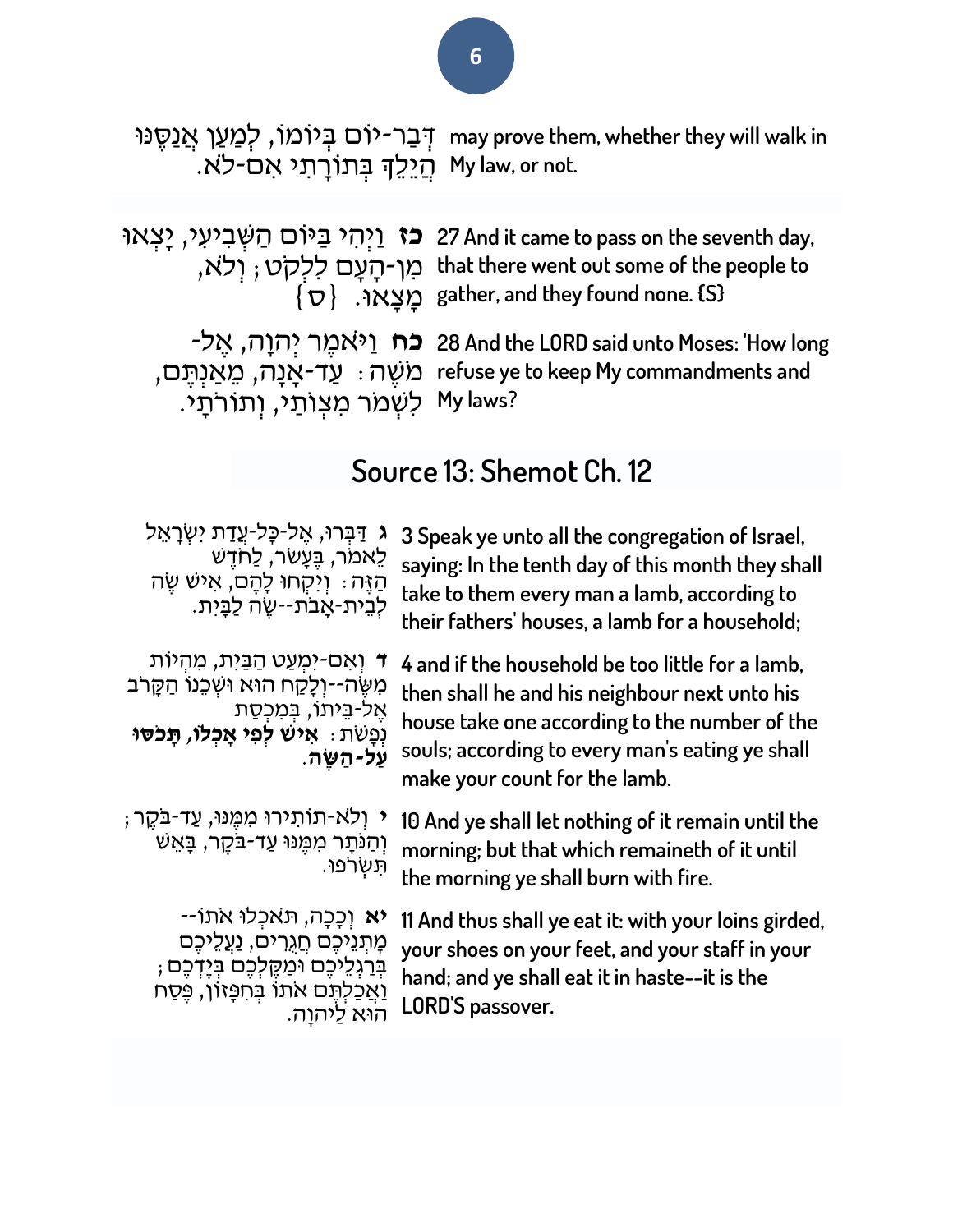| | |
|---|---|
| דְּבַר-יוֹם בְּיוֹמוֹ, לְמַעַן אֲנַסֶּנּוּ הֲיֵלֵךְ בְּתוֹרָתִי אִם-לֹא. | may prove them, whether they will walk in My law, or not. |
| **כז** וַיְהִי בַּיּוֹם הַשְּׁבִיעִי, יָצְאוּ מִן-הָעָם לִלְקֹט; וְלֹא, מָצָאוּ. {ס} | 27 And it came to pass on the seventh day, that there went out some of the people to gather, and they found none. {S} |
| **כח** וַיֹּאמֶר יְהוָה, אֶל-מֹשֶׁה: עַד-אָנָה, מֵאַנְתֶּם, לִשְׁמֹר מִצְוֹתַי, וְתוֹרֹתָי. | 28 And the LORD said unto Moses: 'How long refuse ye to keep My commandments and My laws? |

## Source 13: Shemot Ch. 12

| | |
|---|---|
| **ג** דַּבְּרוּ, אֶל-כָּל-עֲדַת יִשְׂרָאֵל לֵאמֹר, בֶּעָשֹׂר, לַחֹדֶשׁ הַזֶּה: וְיִקְחוּ לָהֶם, אִישׁ שֶׂה לְבֵית-אָבֹת--שֶׂה לַבָּיִת. | 3 Speak ye unto all the congregation of Israel, saying: In the tenth day of this month they shall take to them every man a lamb, according to their fathers' houses, a lamb for a household; |
| **ד** וְאִם-יִמְעַט הַבַּיִת, מִהְיוֹת מִשֶּׂה--וְלָקַח הוּא וּשְׁכֵנוֹ הַקָּרֹב אֶל-בֵּיתוֹ, בְּמִכְסַת נְפָשֹׁת: **אִישׁ לְפִי אָכְלוֹ, תָּכֹסּוּ עַל-הַשֶּׂה.** | 4 and if the household be too little for a lamb, then shall he and his neighbour next unto his house take one according to the number of the souls; according to every man's eating ye shall make your count for the lamb. |
| **י** וְלֹא-תוֹתִירוּ מִמֶּנּוּ, עַד-בֹּקֶר; וְהַנֹּתָר מִמֶּנּוּ עַד-בֹּקֶר, בָּאֵשׁ תִּשְׂרֹפוּ. | 10 And ye shall let nothing of it remain until the morning; but that which remaineth of it until the morning ye shall burn with fire. |
| **יא** וְכָכָה, תֹּאכְלוּ אֹתוֹ--מָתְנֵיכֶם חֲגֻרִים, נַעֲלֵיכֶם בְּרַגְלֵיכֶם וּמַקֶּלְכֶם בְּיֶדְכֶם; וַאֲכַלְתֶּם אֹתוֹ בְּחִפָּזוֹן, פֶּסַח הוּא לַיהוָה. | 11 And thus shall ye eat it: with your loins girded, your shoes on your feet, and your staff in your hand; and ye shall eat it in haste--it is the LORD'S passover. |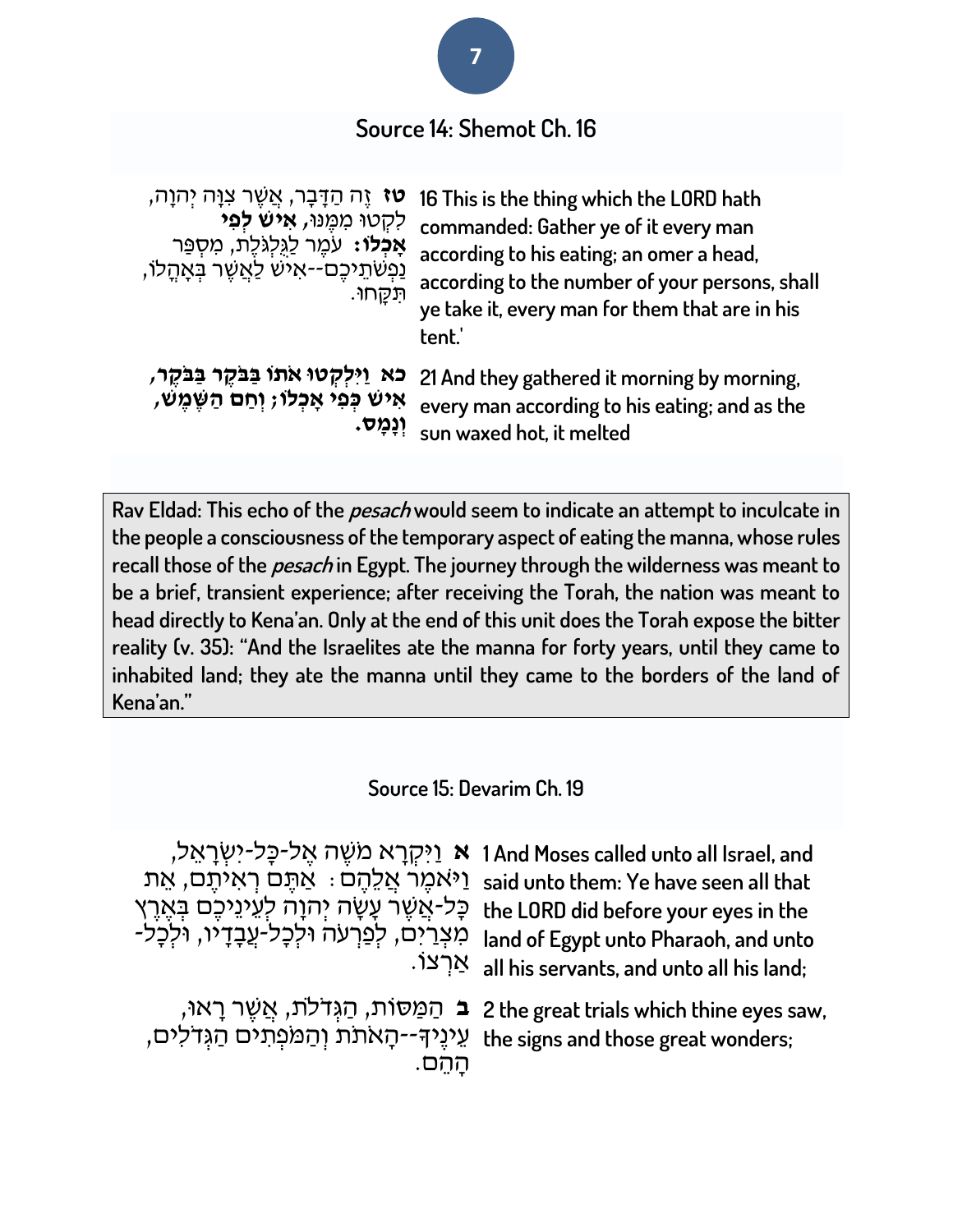## Source 14: Shemot Ch. 16

| | |
|---|---|
| **טז** זֶה הַדָּבָר, אֲשֶׁר צִוָּה יְהוָה, לִקְטוּ מִמֶּנּוּ, **אִישׁ לְפִי אָכְלוֹ:** עֹמֶר לַגֻּלְגֹּלֶת, מִסְפַּר נַפְשֹׁתֵיכֶם--אִישׁ לַאֲשֶׁר בְּאָהֳלוֹ, תִּקָּחוּ. | 16 This is the thing which the LORD hath commanded: Gather ye of it every man according to his eating; an omer a head, according to the number of your persons, shall ye take it, every man for them that are in his tent.' |
| **כא וַיִּלְקְטוּ אֹתוֹ בַּבֹּקֶר בַּבֹּקֶר, אִישׁ כְּפִי אָכְלוֹ; וְחַם הַשֶּׁמֶשׁ, וְנָמָס.** | 21 And they gathered it morning by morning, every man according to his eating; and as the sun waxed hot, it melted |

Rav Eldad: This echo of the *pesach* would seem to indicate an attempt to inculcate in the people a consciousness of the temporary aspect of eating the manna, whose rules recall those of the *pesach* in Egypt. The journey through the wilderness was meant to be a brief, transient experience; after receiving the Torah, the nation was meant to head directly to Kena'an. Only at the end of this unit does the Torah expose the bitter reality (v. 35): "And the Israelites ate the manna for forty years, until they came to inhabited land; they ate the manna until they came to the borders of the land of Kena'an."

## Source 15: Devarim Ch. 19

| | |
|---|---|
| **א** וַיִּקְרָא מֹשֶׁה אֶל-כָּל-יִשְׂרָאֵל, וַיֹּאמֶר אֲלֵהֶם: אַתֶּם רְאִיתֶם, אֵת כָּל-אֲשֶׁר עָשָׂה יְהוָה לְעֵינֵיכֶם בְּאֶרֶץ מִצְרַיִם, לְפַרְעֹה וּלְכָל-עֲבָדָיו, וּלְכָל-אַרְצוֹ. | 1 And Moses called unto all Israel, and said unto them: Ye have seen all that the LORD did before your eyes in the land of Egypt unto Pharaoh, and unto all his servants, and unto all his land; |
| **ב** הַמַּסּוֹת, הַגְּדֹלֹת, אֲשֶׁר רָאוּ, עֵינֶיךָ--הָאֹתֹת וְהַמֹּפְתִים הַגְּדֹלִים, הָהֵם. | 2 the great trials which thine eyes saw, the signs and those great wonders; |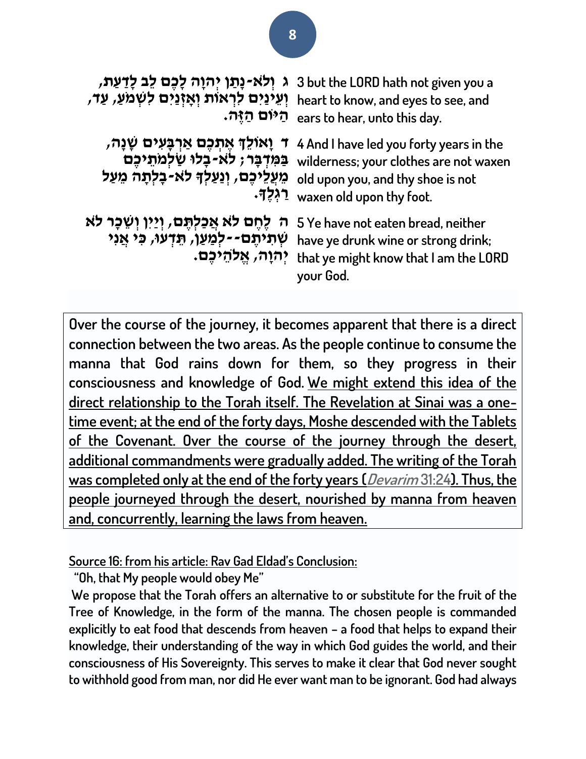| | |
|---|---|
| **ג וְלֹא-נָתַן יְהוָה לָכֶם לֵב לָדַעַת, וְעֵינַיִם לִרְאוֹת וְאָזְנַיִם לִשְׁמֹעַ, עַד, הַיּוֹם הַזֶּה.** | 3 but the LORD hath not given you a heart to know, and eyes to see, and ears to hear, unto this day. |
| **ד וָאוֹלֵךְ אֶתְכֶם אַרְבָּעִים שָׁנָה, בַּמִּדְבָּר; לֹא-בָלוּ שַׂלְמֹתֵיכֶם מֵעֲלֵיכֶם, וְנַעַלְךָ לֹא-בָלְתָה מֵעַל רַגְלֶךָ.** | 4 And I have led you forty years in the wilderness; your clothes are not waxen old upon you, and thy shoe is not waxen old upon thy foot. |
| **ה לֶחֶם לֹא אֲכַלְתֶּם, וְיַיִן וְשֵׁכָר לֹא שְׁתִיתֶם--לְמַעַן, תֵּדְעוּ, כִּי אֲנִי יְהוָה, אֱלֹהֵיכֶם.** | 5 Ye have not eaten bread, neither have ye drunk wine or strong drink; that ye might know that I am the LORD your God. |

**Over the course of the journey, it becomes apparent that there is a direct connection between the two areas. As the people continue to consume the manna that God rains down for them, so they progress in their consciousness and knowledge of God. <u>We might extend this idea of the direct relationship to the Torah itself. The Revelation at Sinai was a one-time event; at the end of the forty days, Moshe descended with the Tablets of the Covenant. Over the course of the journey through the desert, additional commandments were gradually added. The writing of the Torah was completed only at the end of the forty years (*Devarim* 31:24). Thus, the people journeyed through the desert, nourished by manna from heaven and, concurrently, learning the laws from heaven.</u>**

<u>Source 16: from his article: Rav Gad Eldad's Conclusion:</u>

"Oh, that My people would obey Me"

We propose that the Torah offers an alternative to or substitute for the fruit of the Tree of Knowledge, in the form of the manna. The chosen people is commanded explicitly to eat food that descends from heaven – a food that helps to expand their knowledge, their understanding of the way in which God guides the world, and their consciousness of His Sovereignty. This serves to make it clear that God never sought to withhold good from man, nor did He ever want man to be ignorant. God had always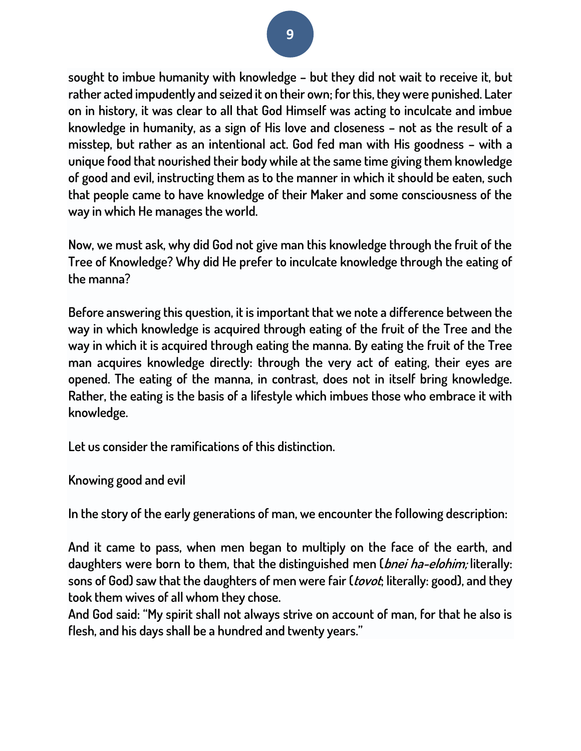sought to imbue humanity with knowledge – but they did not wait to receive it, but rather acted impudently and seized it on their own; for this, they were punished. Later on in history, it was clear to all that God Himself was acting to inculcate and imbue knowledge in humanity, as a sign of His love and closeness – not as the result of a misstep, but rather as an intentional act. God fed man with His goodness – with a unique food that nourished their body while at the same time giving them knowledge of good and evil, instructing them as to the manner in which it should be eaten, such that people came to have knowledge of their Maker and some consciousness of the way in which He manages the world.

Now, we must ask, why did God not give man this knowledge through the fruit of the Tree of Knowledge? Why did He prefer to inculcate knowledge through the eating of the manna?

Before answering this question, it is important that we note a difference between the way in which knowledge is acquired through eating of the fruit of the Tree and the way in which it is acquired through eating the manna. By eating the fruit of the Tree man acquires knowledge directly: through the very act of eating, their eyes are opened. The eating of the manna, in contrast, does not in itself bring knowledge. Rather, the eating is the basis of a lifestyle which imbues those who embrace it with knowledge.

Let us consider the ramifications of this distinction.

Knowing good and evil

In the story of the early generations of man, we encounter the following description:

And it came to pass, when men began to multiply on the face of the earth, and daughters were born to them, that the distinguished men (*bnei ha-elohim;* literally: sons of God) saw that the daughters of men were fair (*tovot*; literally: good), and they took them wives of all whom they chose.
And God said: "My spirit shall not always strive on account of man, for that he also is flesh, and his days shall be a hundred and twenty years."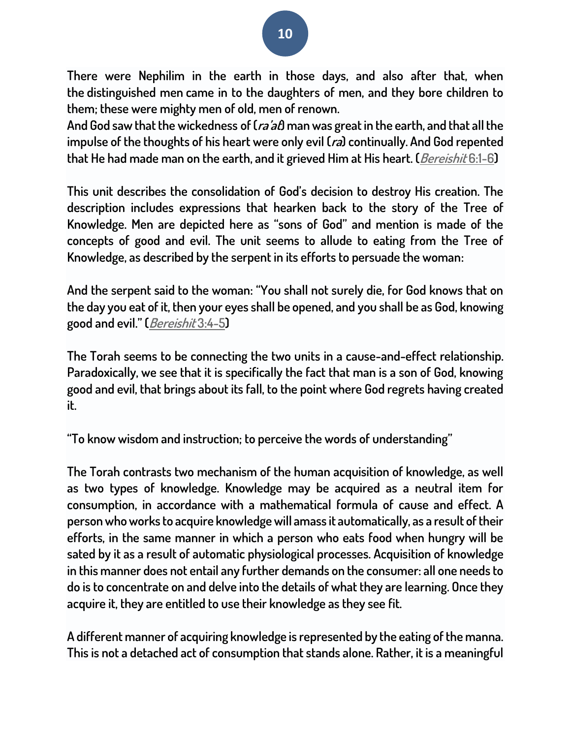There were Nephilim in the earth in those days, and also after that, when the distinguished men came in to the daughters of men, and they bore children to them; these were mighty men of old, men of renown.
And God saw that the wickedness of (*ra'at*) man was great in the earth, and that all the impulse of the thoughts of his heart were only evil (*ra*) continually. And God repented that He had made man on the earth, and it grieved Him at His heart. (*Bereishit* 6:1-6)

This unit describes the consolidation of God's decision to destroy His creation. The description includes expressions that hearken back to the story of the Tree of Knowledge. Men are depicted here as "sons of God" and mention is made of the concepts of good and evil. The unit seems to allude to eating from the Tree of Knowledge, as described by the serpent in its efforts to persuade the woman:

And the serpent said to the woman: "You shall not surely die, for God knows that on the day you eat of it, then your eyes shall be opened, and you shall be as God, knowing good and evil." (*Bereishit* 3:4-5)

The Torah seems to be connecting the two units in a cause-and-effect relationship. Paradoxically, we see that it is specifically the fact that man is a son of God, knowing good and evil, that brings about its fall, to the point where God regrets having created it.

"To know wisdom and instruction; to perceive the words of understanding"

The Torah contrasts two mechanism of the human acquisition of knowledge, as well as two types of knowledge. Knowledge may be acquired as a neutral item for consumption, in accordance with a mathematical formula of cause and effect. A person who works to acquire knowledge will amass it automatically, as a result of their efforts, in the same manner in which a person who eats food when hungry will be sated by it as a result of automatic physiological processes. Acquisition of knowledge in this manner does not entail any further demands on the consumer: all one needs to do is to concentrate on and delve into the details of what they are learning. Once they acquire it, they are entitled to use their knowledge as they see fit.

A different manner of acquiring knowledge is represented by the eating of the manna. This is not a detached act of consumption that stands alone. Rather, it is a meaningful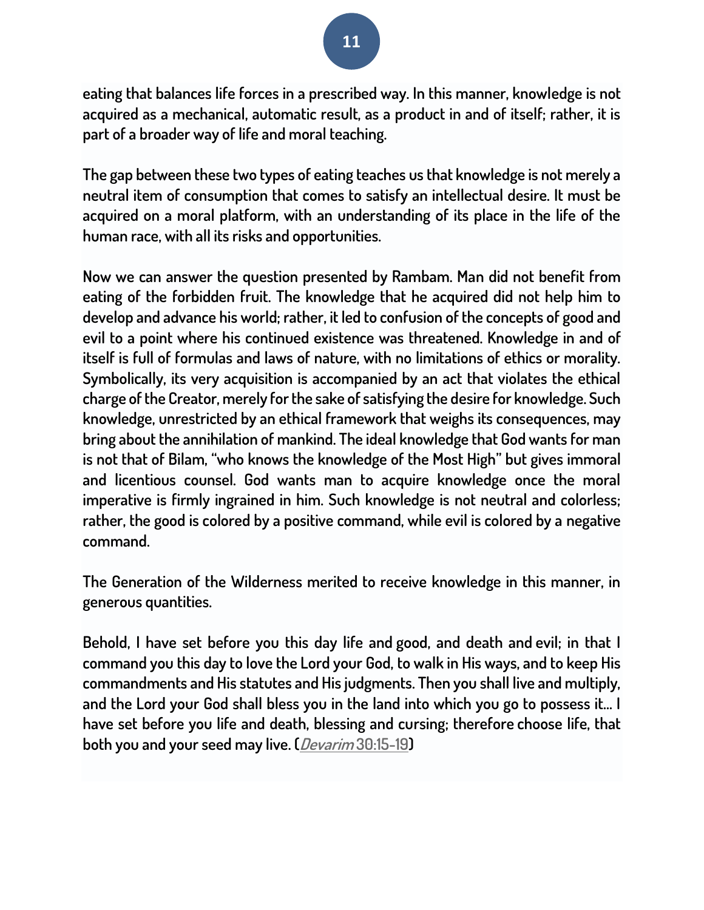eating that balances life forces in a prescribed way. In this manner, knowledge is not acquired as a mechanical, automatic result, as a product in and of itself; rather, it is part of a broader way of life and moral teaching.

The gap between these two types of eating teaches us that knowledge is not merely a neutral item of consumption that comes to satisfy an intellectual desire. It must be acquired on a moral platform, with an understanding of its place in the life of the human race, with all its risks and opportunities.

Now we can answer the question presented by Rambam. Man did not benefit from eating of the forbidden fruit. The knowledge that he acquired did not help him to develop and advance his world; rather, it led to confusion of the concepts of good and evil to a point where his continued existence was threatened. Knowledge in and of itself is full of formulas and laws of nature, with no limitations of ethics or morality. Symbolically, its very acquisition is accompanied by an act that violates the ethical charge of the Creator, merely for the sake of satisfying the desire for knowledge. Such knowledge, unrestricted by an ethical framework that weighs its consequences, may bring about the annihilation of mankind. The ideal knowledge that God wants for man is not that of Bilam, "who knows the knowledge of the Most High" but gives immoral and licentious counsel. God wants man to acquire knowledge once the moral imperative is firmly ingrained in him. Such knowledge is not neutral and colorless; rather, the good is colored by a positive command, while evil is colored by a negative command.

The Generation of the Wilderness merited to receive knowledge in this manner, in generous quantities.

Behold, I have set before you this day life and good, and death and evil; in that I command you this day to love the Lord your God, to walk in His ways, and to keep His commandments and His statutes and His judgments. Then you shall live and multiply, and the Lord your God shall bless you in the land into which you go to possess it... I have set before you life and death, blessing and cursing; therefore choose life, that both you and your seed may live. (*Devarim* 30:15-19)